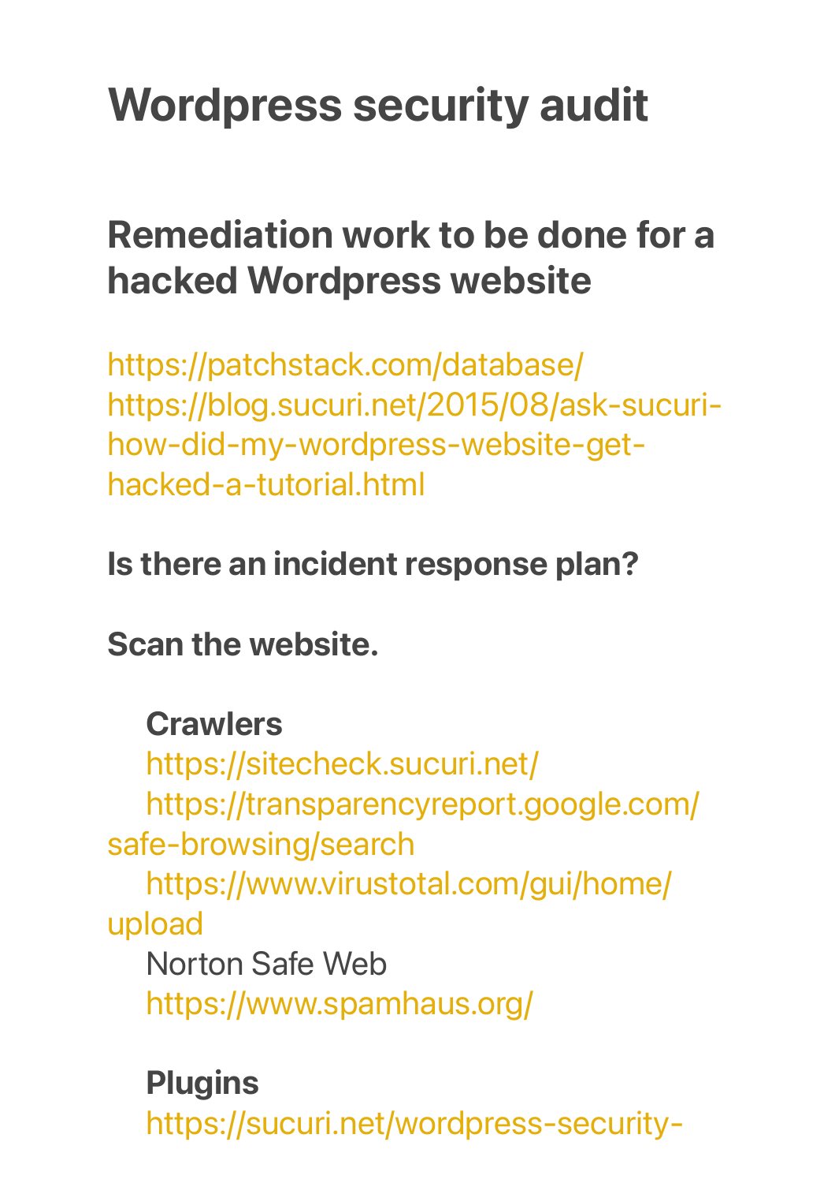# Wordpress security audit

## Remediation work to be done for a hacked Wordpress website

https://patchstack.com/database/
https://blog.sucuri.net/2015/08/ask-sucuri-how-did-my-wordpress-website-get-hacked-a-tutorial.html

**Is there an incident response plan?**

**Scan the website.**

**Crawlers**
https://sitecheck.sucuri.net/
https://transparencyreport.google.com/safe-browsing/search
https://www.virustotal.com/gui/home/upload
Norton Safe Web
https://www.spamhaus.org/

**Plugins**
https://sucuri.net/wordpress-security-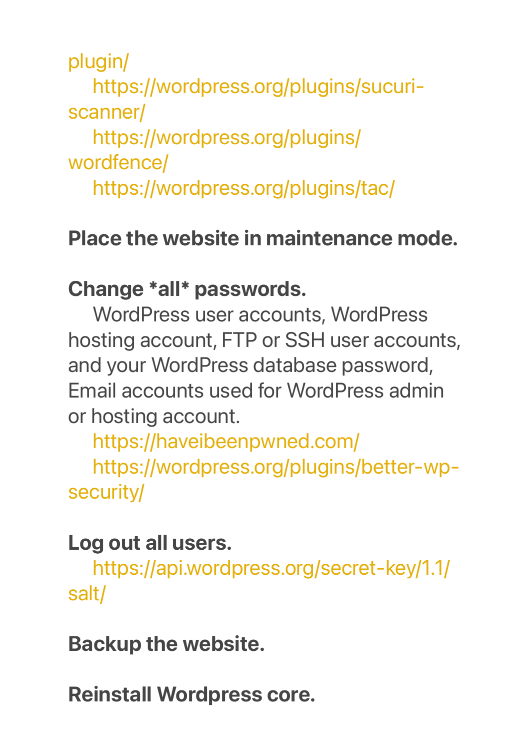plugin/

https://wordpress.org/plugins/sucuri-scanner/

https://wordpress.org/plugins/wordfence/

https://wordpress.org/plugins/tac/

**Place the website in maintenance mode.**

**Change *all* passwords.**

WordPress user accounts, WordPress hosting account, FTP or SSH user accounts, and your WordPress database password, Email accounts used for WordPress admin or hosting account.

https://haveibeenpwned.com/

https://wordpress.org/plugins/better-wp-security/

**Log out all users.**

https://api.wordpress.org/secret-key/1.1/salt/

**Backup the website.**

**Reinstall Wordpress core.**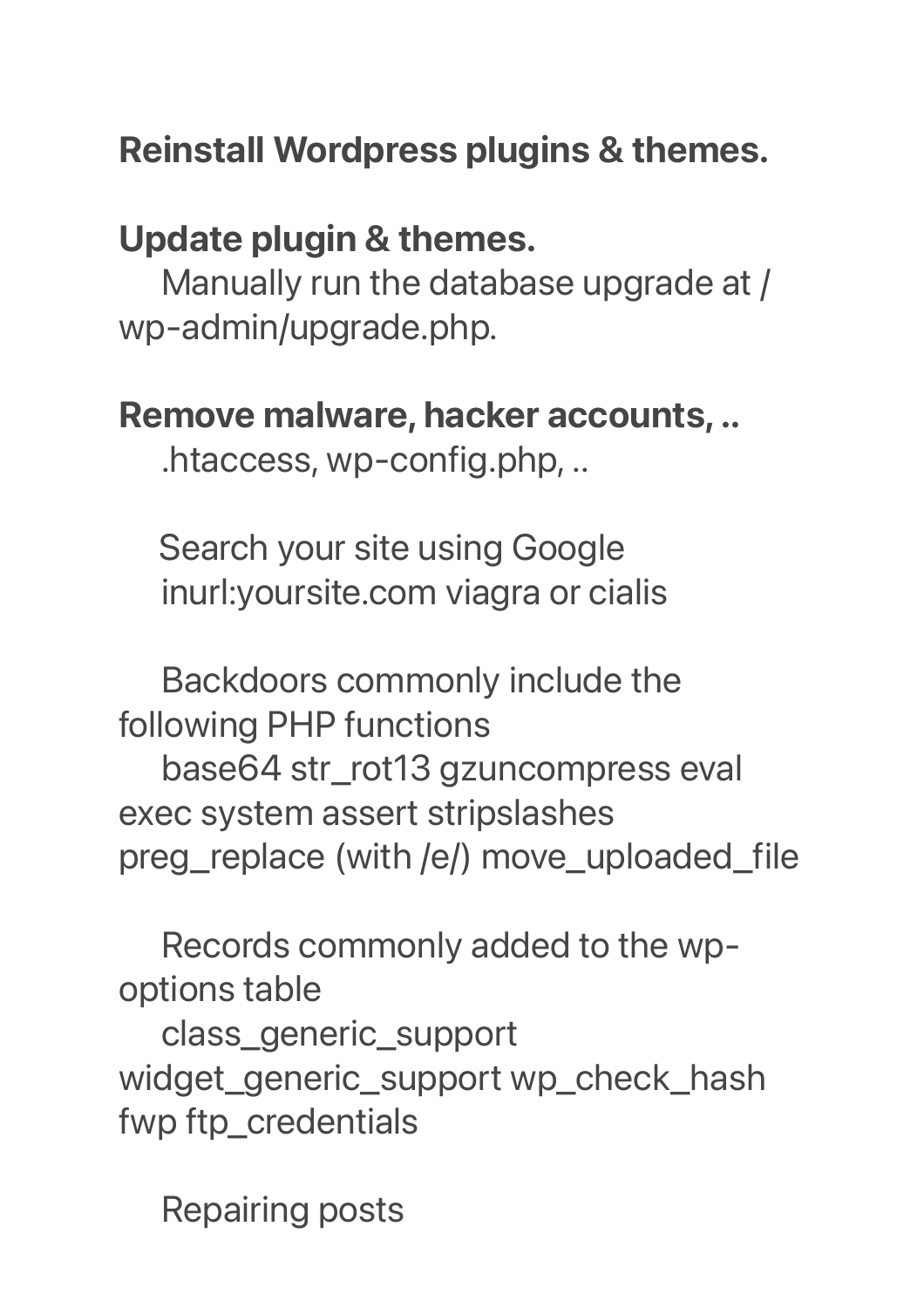**Reinstall Wordpress plugins & themes.**

**Update plugin & themes.**

Manually run the database upgrade at /wp-admin/upgrade.php.

**Remove malware, hacker accounts, ..**

.htaccess, wp-config.php, ..

Search your site using Google
inurl:yoursite.com viagra or cialis

Backdoors commonly include the following PHP functions
base64 str_rot13 gzuncompress eval exec system assert stripslashes preg_replace (with /e/) move_uploaded_file

Records commonly added to the wp-options table
class_generic_support widget_generic_support wp_check_hash fwp ftp_credentials

Repairing posts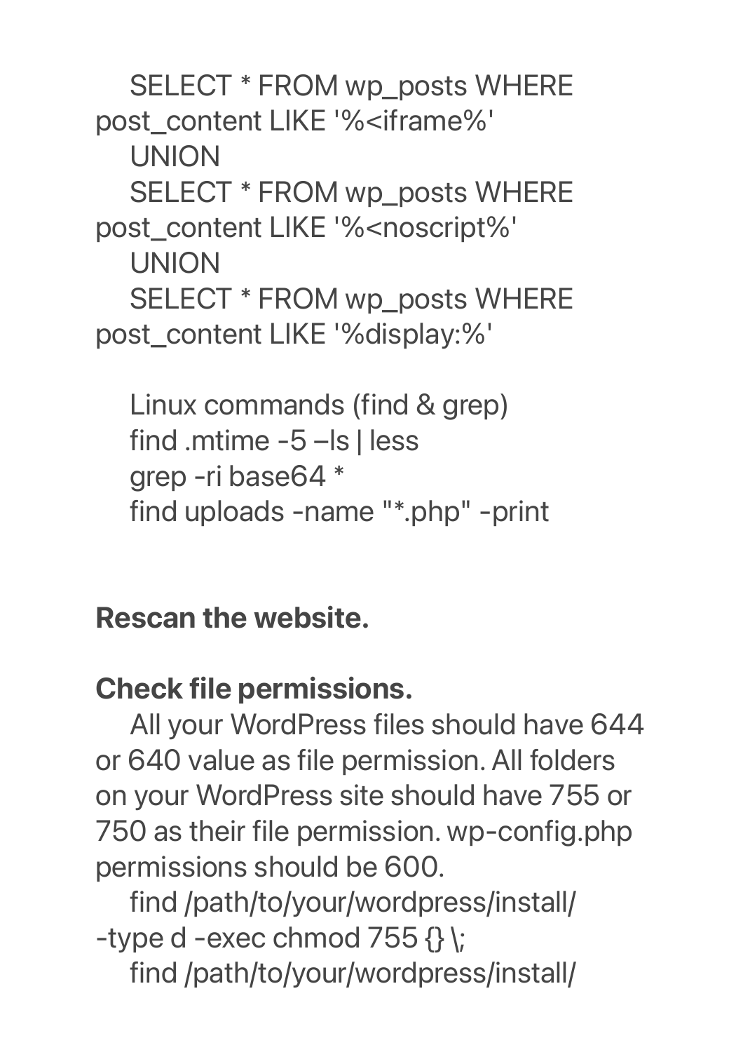```
SELECT * FROM wp_posts WHERE post_content LIKE '%<iframe%'
UNION
SELECT * FROM wp_posts WHERE post_content LIKE '%<noscript%'
UNION
SELECT * FROM wp_posts WHERE post_content LIKE '%display:%'
```

Linux commands (find & grep)

```
find .mtime -5 –ls | less
grep -ri base64 *
find uploads -name "*.php" -print
```

**Rescan the website.**

**Check file permissions.**

All your WordPress files should have 644 or 640 value as file permission. All folders on your WordPress site should have 755 or 750 as their file permission. wp-config.php permissions should be 600.

```
find /path/to/your/wordpress/install/ -type d -exec chmod 755 {} \;
find /path/to/your/wordpress/install/
```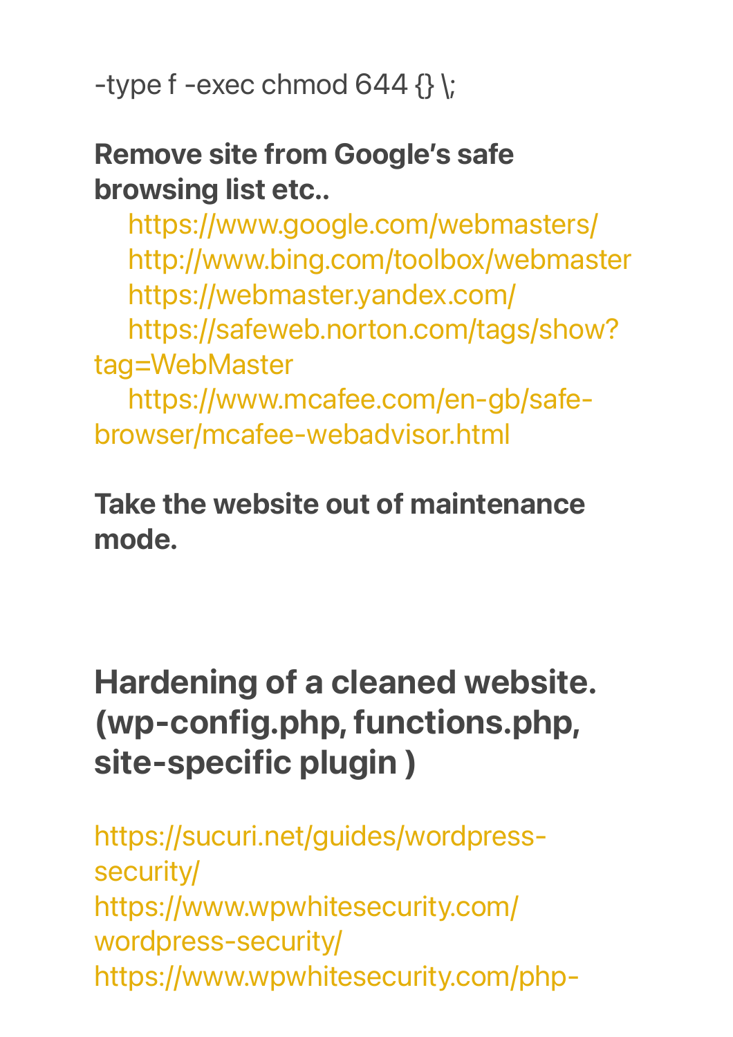-type f -exec chmod 644 {} \;

**Remove site from Google's safe browsing list etc..**

https://www.google.com/webmasters/
http://www.bing.com/toolbox/webmaster
https://webmaster.yandex.com/
https://safeweb.norton.com/tags/show?tag=WebMaster
https://www.mcafee.com/en-gb/safe-browser/mcafee-webadvisor.html

**Take the website out of maintenance mode.**

## Hardening of a cleaned website. (wp-config.php, functions.php, site-specific plugin )

https://sucuri.net/guides/wordpress-security/
https://www.wpwhitesecurity.com/wordpress-security/
https://www.wpwhitesecurity.com/php-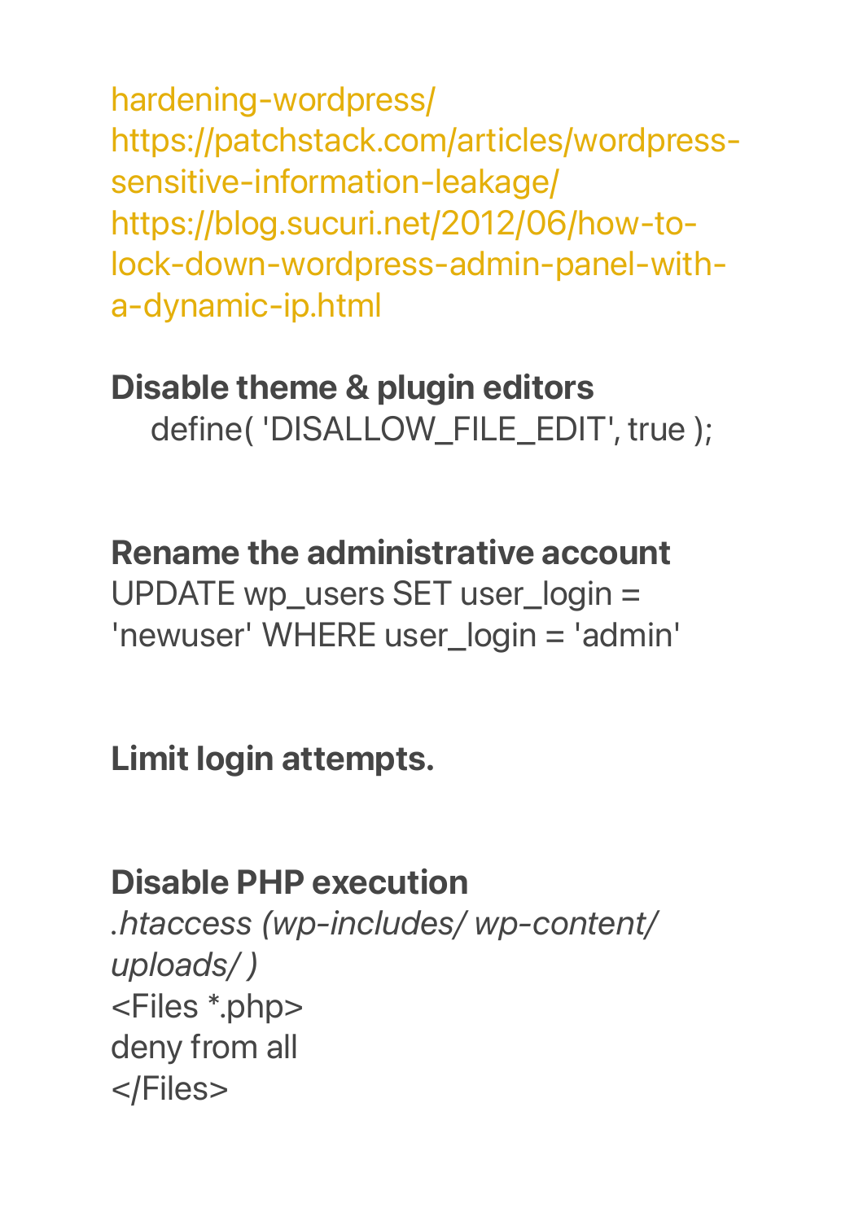hardening-wordpress/
https://patchstack.com/articles/wordpress-sensitive-information-leakage/
https://blog.sucuri.net/2012/06/how-to-lock-down-wordpress-admin-panel-with-a-dynamic-ip.html

**Disable theme & plugin editors**

```
define( 'DISALLOW_FILE_EDIT', true );
```

**Rename the administrative account**

```
UPDATE wp_users SET user_login = 'newuser' WHERE user_login = 'admin'
```

**Limit login attempts.**

**Disable PHP execution**

*.htaccess (wp-includes/ wp-content/ uploads/ )*

```
<Files *.php>
deny from all
</Files>
```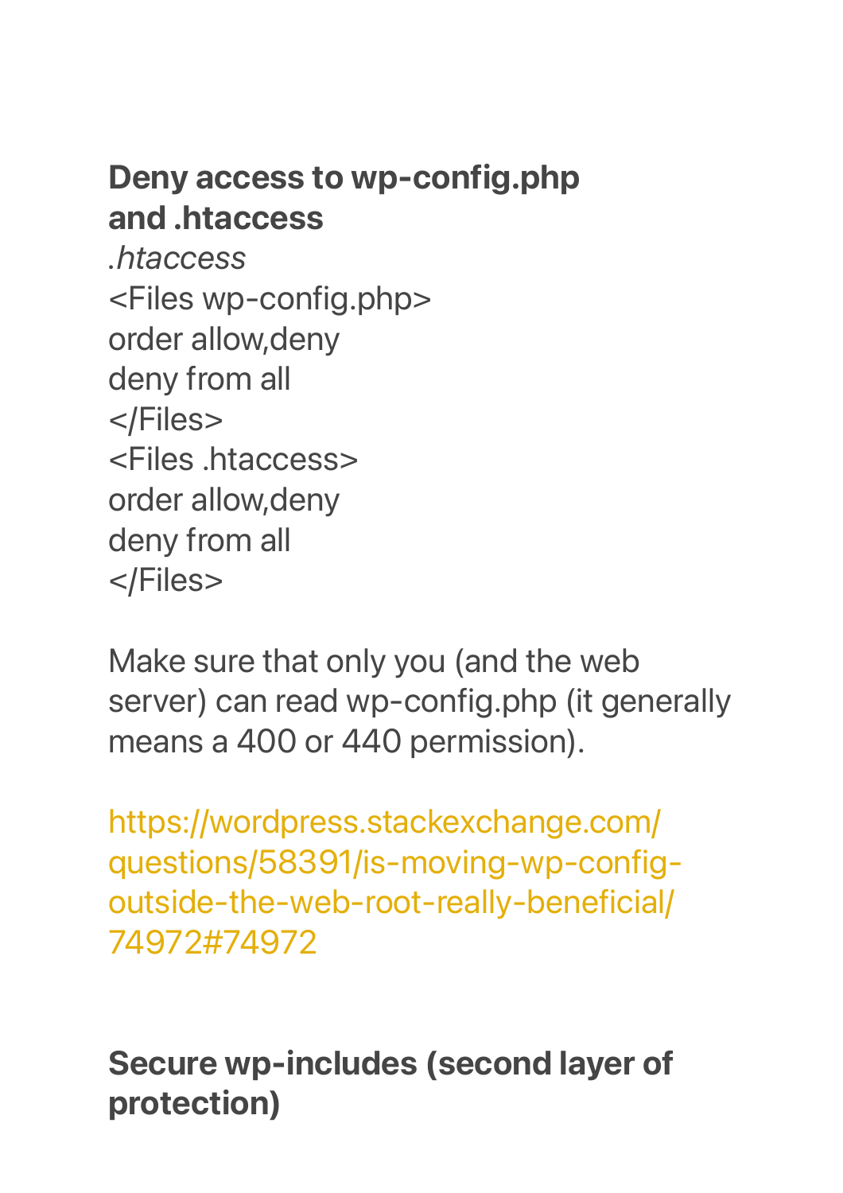**Deny access to wp-config.php and .htaccess**

*.htaccess*

```
<Files wp-config.php>
order allow,deny
deny from all
</Files>
<Files .htaccess>
order allow,deny
deny from all
</Files>
```

Make sure that only you (and the web server) can read wp-config.php (it generally means a 400 or 440 permission).

https://wordpress.stackexchange.com/questions/58391/is-moving-wp-config-outside-the-web-root-really-beneficial/74972#74972

**Secure wp-includes (second layer of protection)**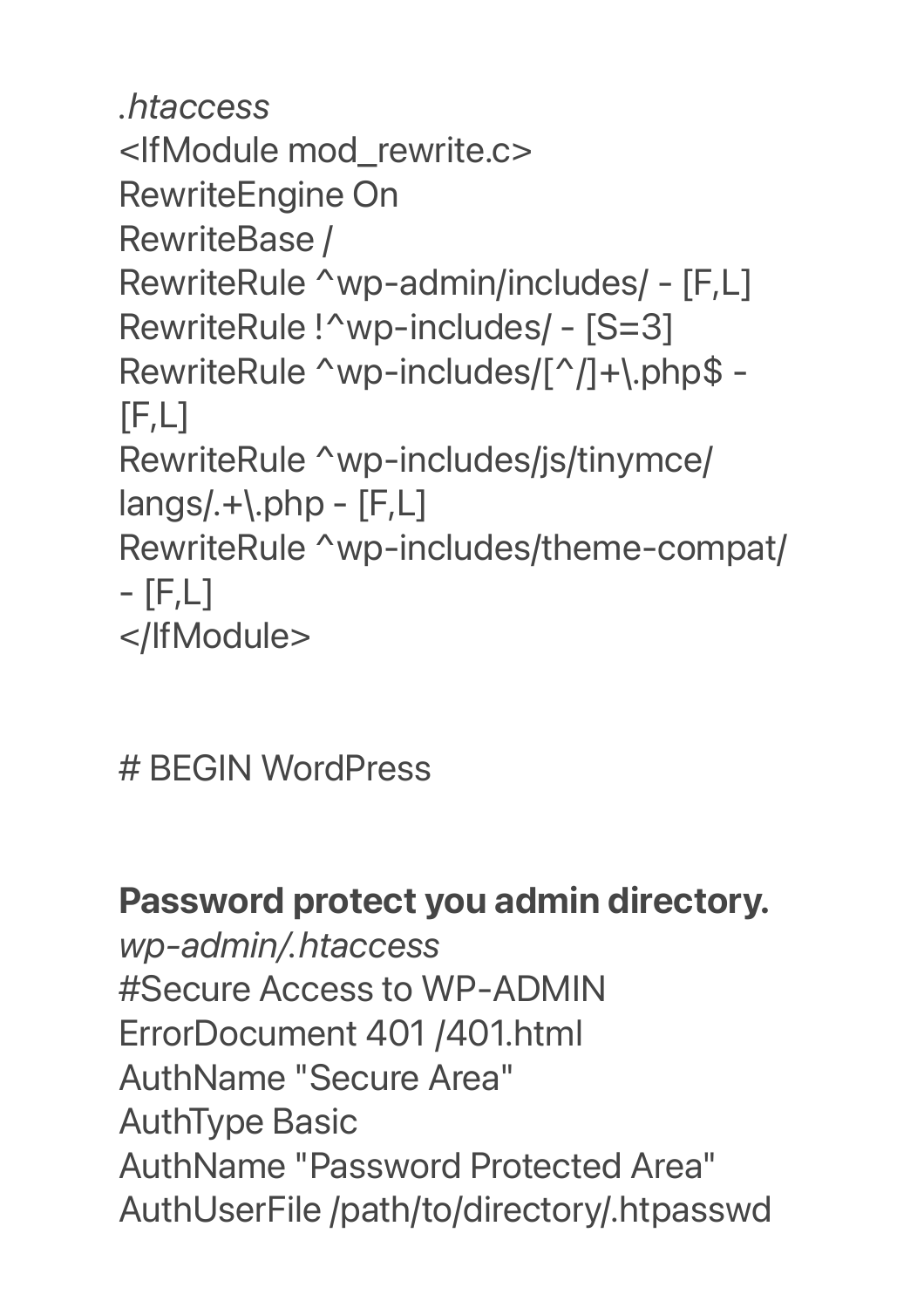*.htaccess*

```
<IfModule mod_rewrite.c>
RewriteEngine On
RewriteBase /
RewriteRule ^wp-admin/includes/ - [F,L]
RewriteRule !^wp-includes/ - [S=3]
RewriteRule ^wp-includes/[^/]+\.php$ - [F,L]
RewriteRule ^wp-includes/js/tinymce/langs/.+\.php - [F,L]
RewriteRule ^wp-includes/theme-compat/ - [F,L]
</IfModule>

# BEGIN WordPress
```

**Password protect you admin directory.**

*wp-admin/.htaccess*

```
#Secure Access to WP-ADMIN
ErrorDocument 401 /401.html
AuthName "Secure Area"
AuthType Basic
AuthName "Password Protected Area"
AuthUserFile /path/to/directory/.htpasswd
```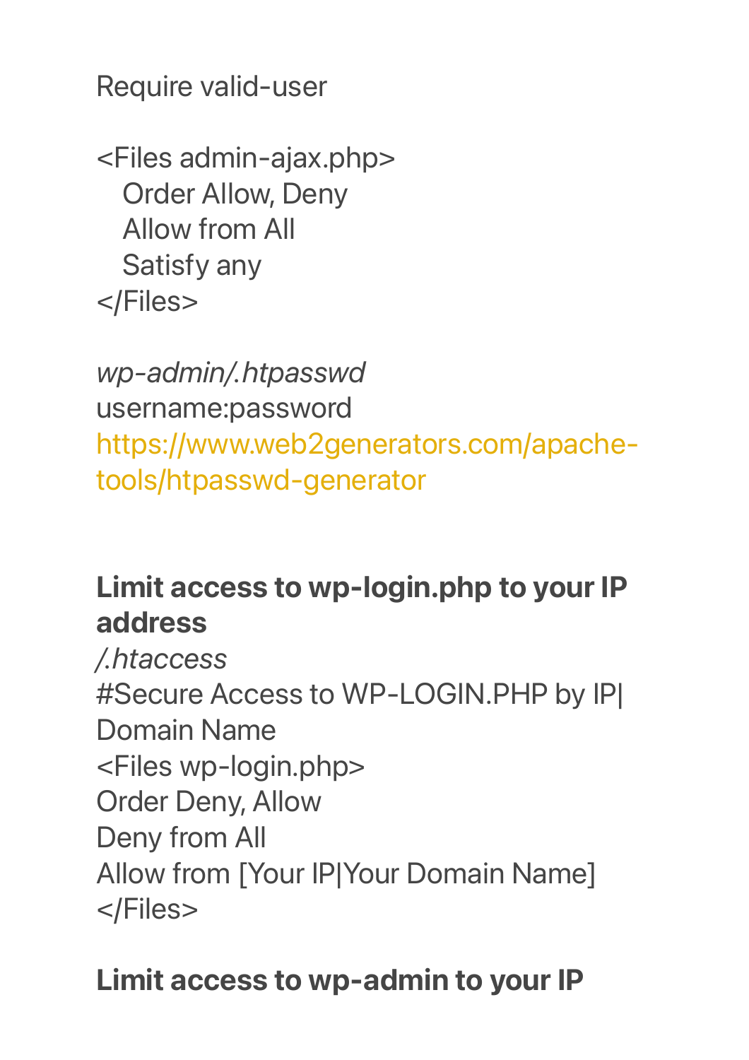Require valid-user

```
<Files admin-ajax.php>
   Order Allow, Deny
   Allow from All
   Satisfy any
</Files>
```

*wp-admin/.htpasswd*
username:password
https://www.web2generators.com/apache-tools/htpasswd-generator

**Limit access to wp-login.php to your IP address**
*/.htaccess*

```
#Secure Access to WP-LOGIN.PHP by IP|Domain Name
<Files wp-login.php>
Order Deny, Allow
Deny from All
Allow from [Your IP|Your Domain Name]
</Files>
```

**Limit access to wp-admin to your IP**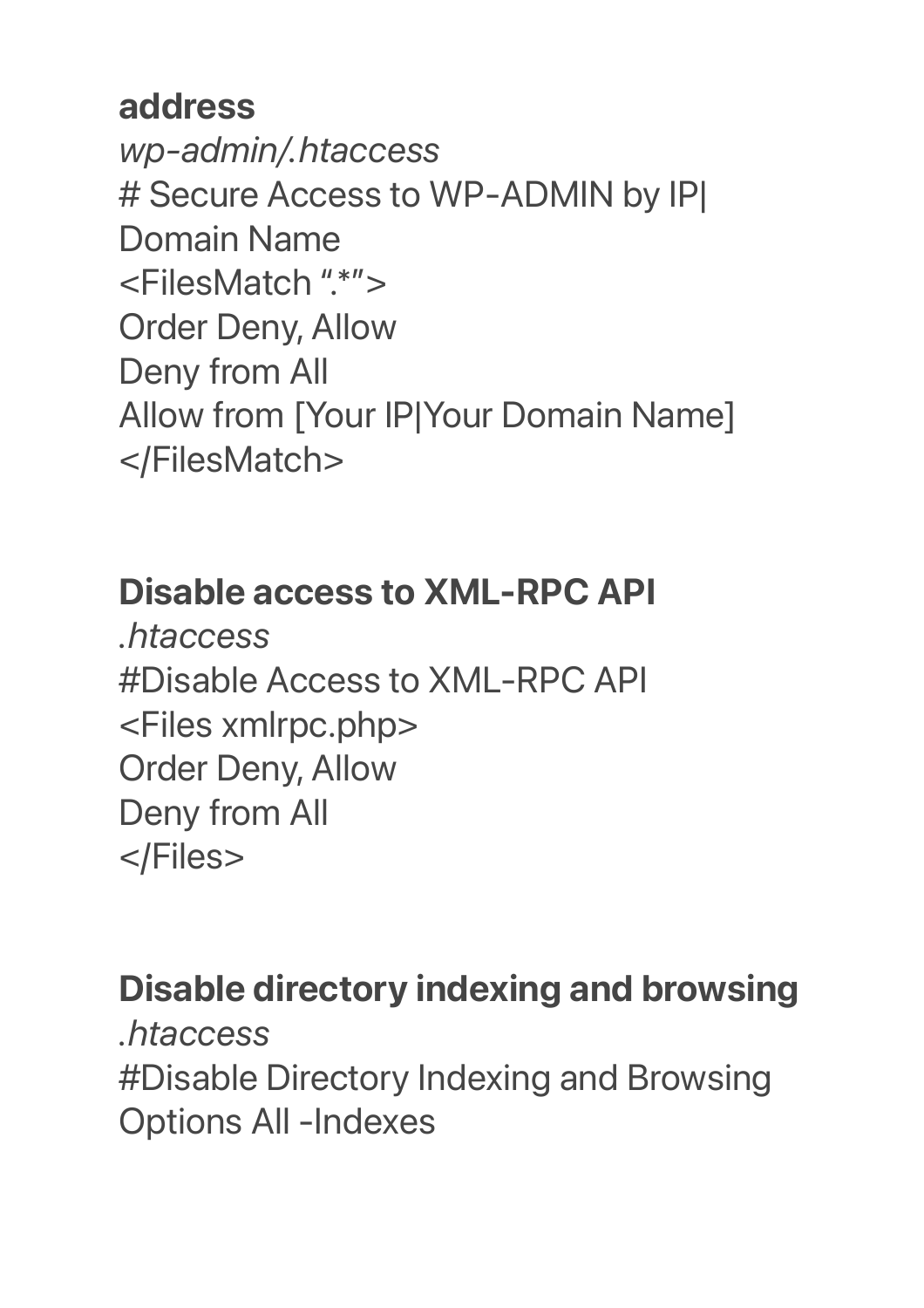**address**

*wp-admin/.htaccess*

```
# Secure Access to WP-ADMIN by IP|
Domain Name
<FilesMatch ".*">
Order Deny, Allow
Deny from All
Allow from [Your IP|Your Domain Name]
</FilesMatch>
```

**Disable access to XML-RPC API**

*.htaccess*

```
#Disable Access to XML-RPC API
<Files xmlrpc.php>
Order Deny, Allow
Deny from All
</Files>
```

**Disable directory indexing and browsing**

*.htaccess*

```
#Disable Directory Indexing and Browsing
Options All -Indexes
```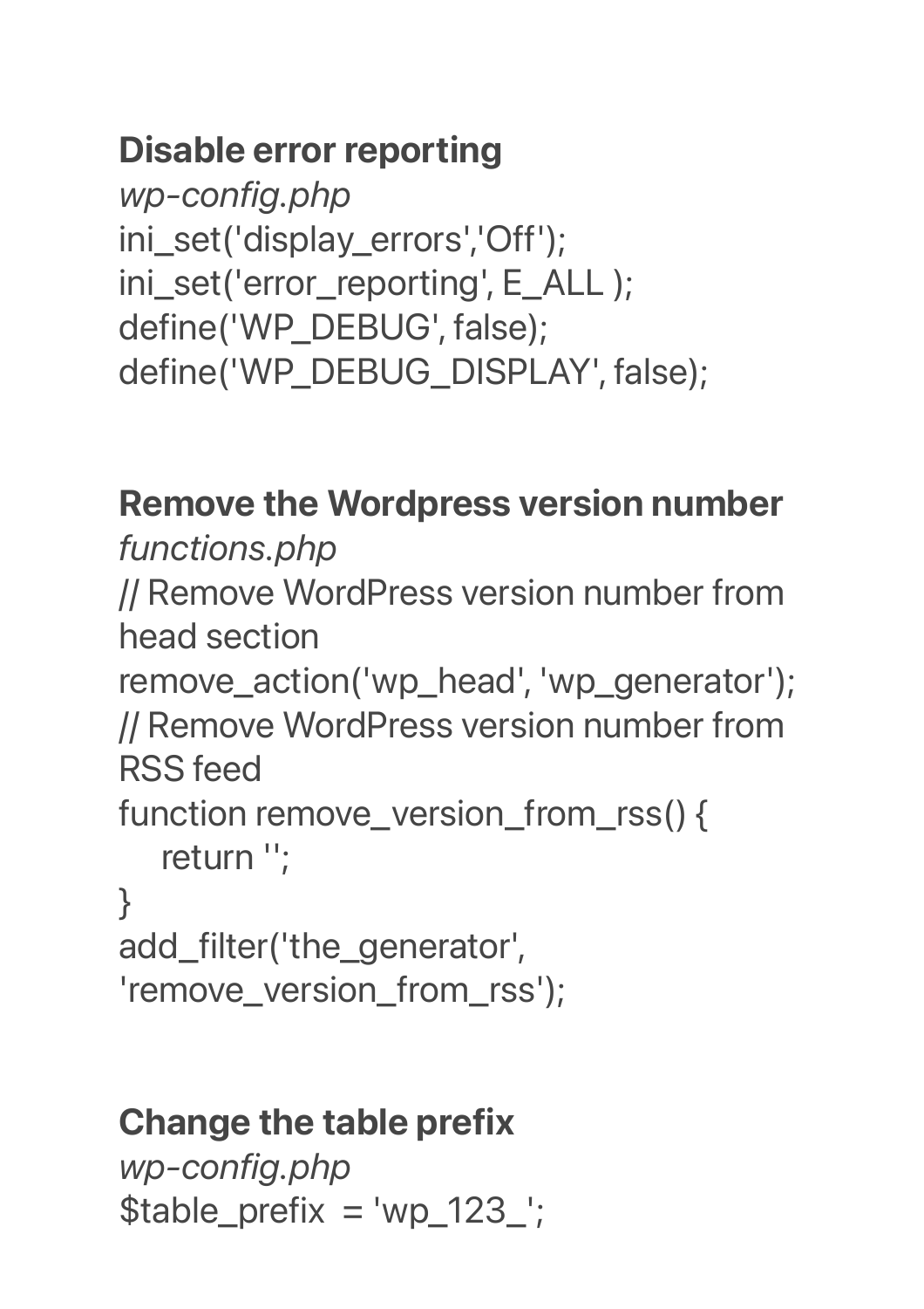**Disable error reporting**

*wp-config.php*

```
ini_set('display_errors','Off');
ini_set('error_reporting', E_ALL );
define('WP_DEBUG', false);
define('WP_DEBUG_DISPLAY', false);
```

**Remove the Wordpress version number**

*functions.php*

```
// Remove WordPress version number from head section
remove_action('wp_head', 'wp_generator');
// Remove WordPress version number from RSS feed
function remove_version_from_rss() {
    return '';
}
add_filter('the_generator', 'remove_version_from_rss');
```

**Change the table prefix**

*wp-config.php*

```
$table_prefix  = 'wp_123_';
```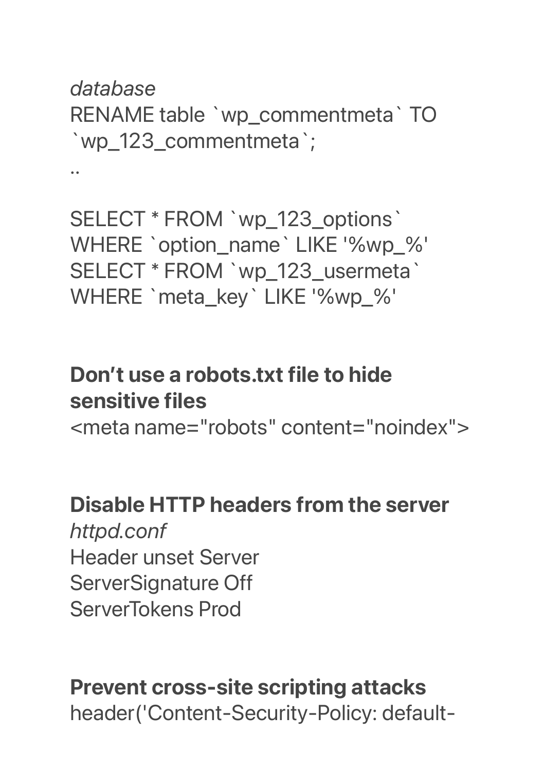*database*

```
RENAME table `wp_commentmeta` TO `wp_123_commentmeta`;
..
```

```
SELECT * FROM `wp_123_options` WHERE `option_name` LIKE '%wp_%'
SELECT * FROM `wp_123_usermeta` WHERE `meta_key` LIKE '%wp_%'
```

**Don’t use a robots.txt file to hide sensitive files**

```
<meta name="robots" content="noindex">
```

**Disable HTTP headers from the server**

*httpd.conf*

```
Header unset Server
ServerSignature Off
ServerTokens Prod
```

**Prevent cross-site scripting attacks**

```
header('Content-Security-Policy: default-
```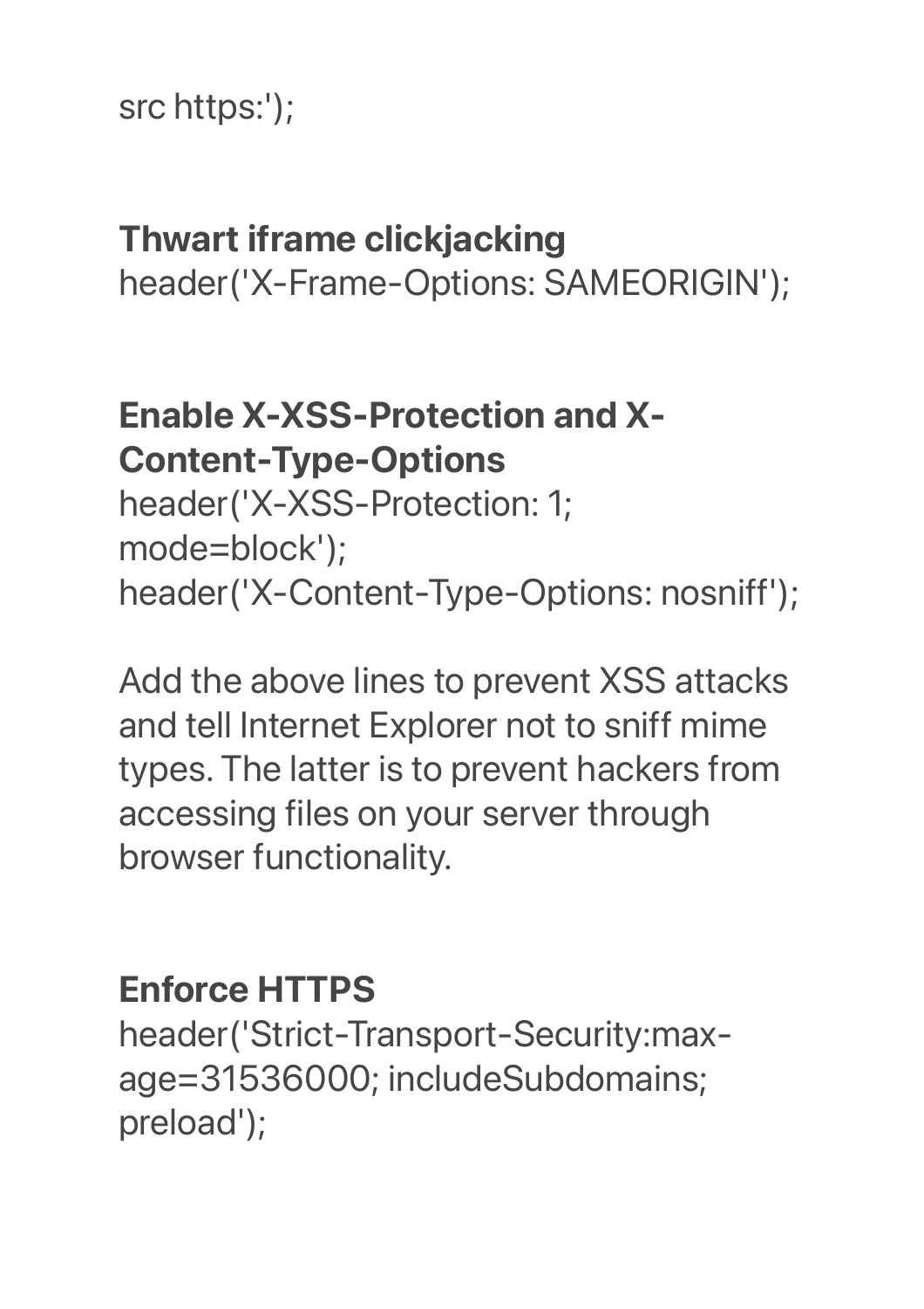src https:');

**Thwart iframe clickjacking**
header('X-Frame-Options: SAMEORIGIN');

**Enable X-XSS-Protection and X-Content-Type-Options**
header('X-XSS-Protection: 1; mode=block');
header('X-Content-Type-Options: nosniff');

Add the above lines to prevent XSS attacks and tell Internet Explorer not to sniff mime types. The latter is to prevent hackers from accessing files on your server through browser functionality.

**Enforce HTTPS**
header('Strict-Transport-Security:max-age=31536000; includeSubdomains; preload');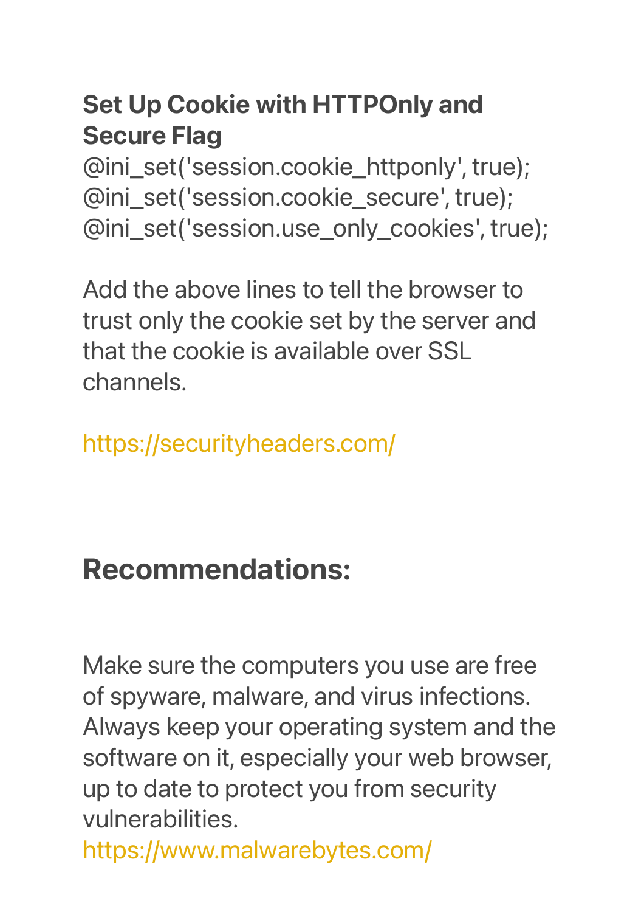### Set Up Cookie with HTTPOnly and Secure Flag

```
@ini_set('session.cookie_httponly', true);
@ini_set('session.cookie_secure', true);
@ini_set('session.use_only_cookies', true);
```

Add the above lines to tell the browser to trust only the cookie set by the server and that the cookie is available over SSL channels.

https://securityheaders.com/

## Recommendations:

Make sure the computers you use are free of spyware, malware, and virus infections. Always keep your operating system and the software on it, especially your web browser, up to date to protect you from security vulnerabilities.
https://www.malwarebytes.com/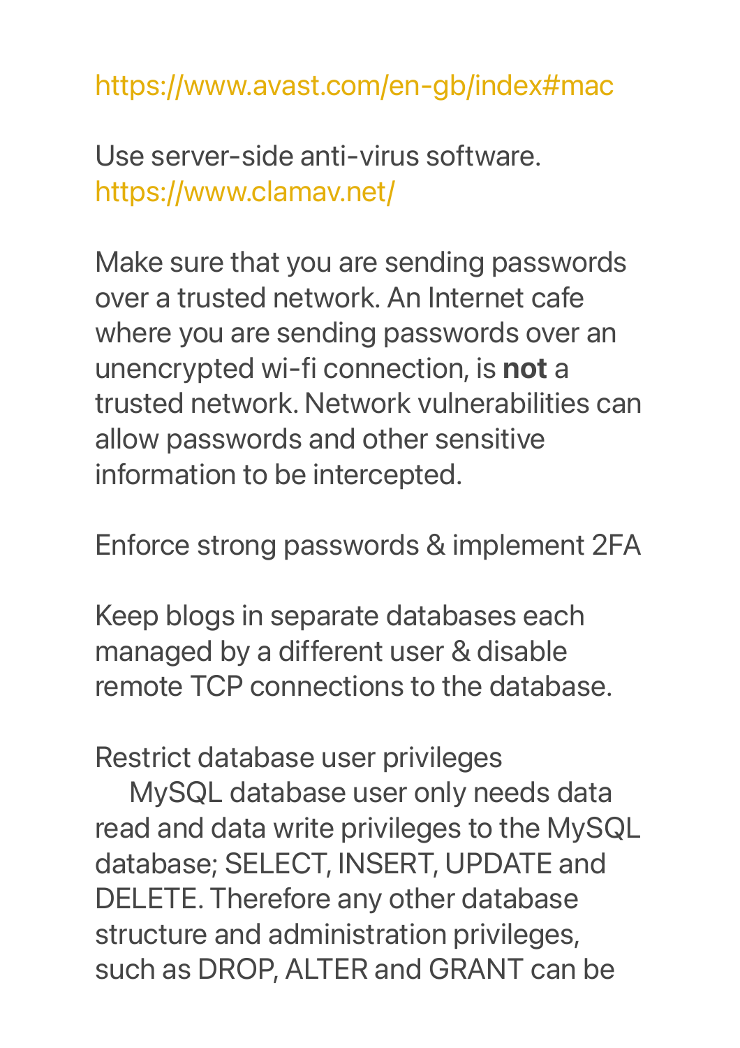https://www.avast.com/en-gb/index#mac

Use server-side anti-virus software.
https://www.clamav.net/

Make sure that you are sending passwords over a trusted network. An Internet cafe where you are sending passwords over an unencrypted wi-fi connection, is **not** a trusted network. Network vulnerabilities can allow passwords and other sensitive information to be intercepted.

Enforce strong passwords & implement 2FA

Keep blogs in separate databases each managed by a different user & disable remote TCP connections to the database.

Restrict database user privileges
MySQL database user only needs data read and data write privileges to the MySQL database; SELECT, INSERT, UPDATE and DELETE. Therefore any other database structure and administration privileges, such as DROP, ALTER and GRANT can be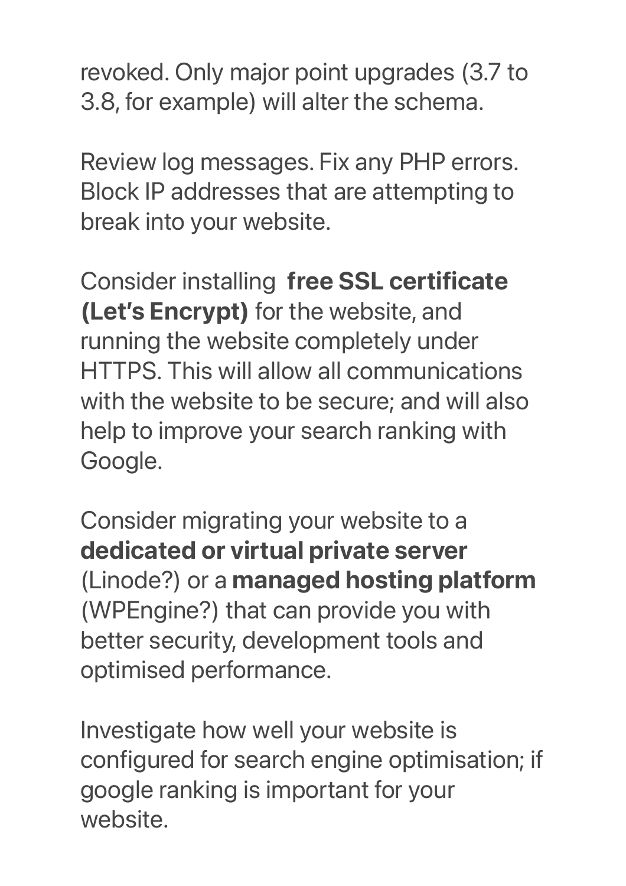revoked. Only major point upgrades (3.7 to 3.8, for example) will alter the schema.

Review log messages. Fix any PHP errors. Block IP addresses that are attempting to break into your website.

Consider installing **free SSL certificate (Let's Encrypt)** for the website, and running the website completely under HTTPS. This will allow all communications with the website to be secure; and will also help to improve your search ranking with Google.

Consider migrating your website to a **dedicated or virtual private server** (Linode?) or a **managed hosting platform** (WPEngine?) that can provide you with better security, development tools and optimised performance.

Investigate how well your website is configured for search engine optimisation; if google ranking is important for your website.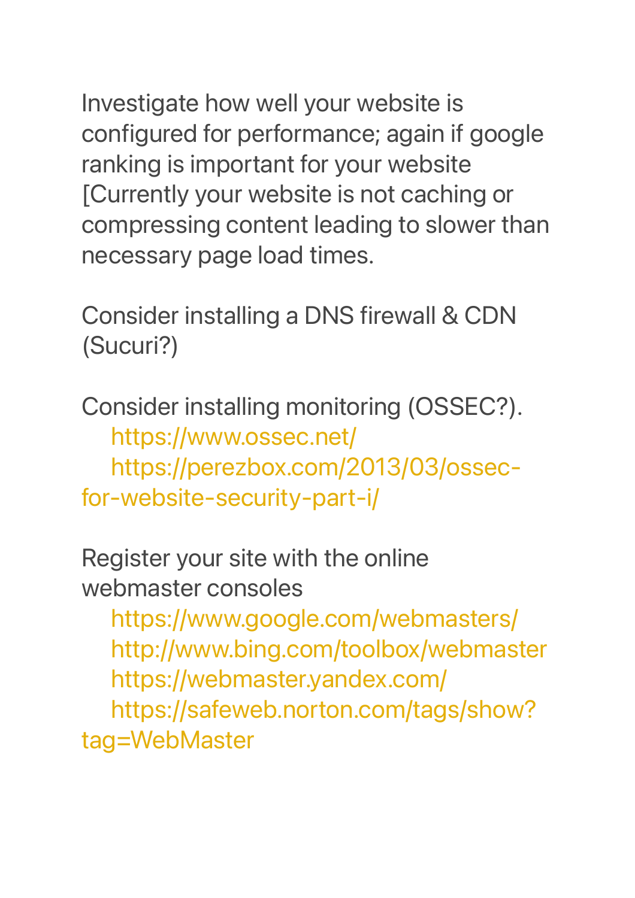Investigate how well your website is configured for performance; again if google ranking is important for your website [Currently your website is not caching or compressing content leading to slower than necessary page load times.

Consider installing a DNS firewall & CDN (Sucuri?)

Consider installing monitoring (OSSEC?).
https://www.ossec.net/
https://perezbox.com/2013/03/ossec-for-website-security-part-i/

Register your site with the online webmaster consoles
https://www.google.com/webmasters/
http://www.bing.com/toolbox/webmaster
https://webmaster.yandex.com/
https://safeweb.norton.com/tags/show?tag=WebMaster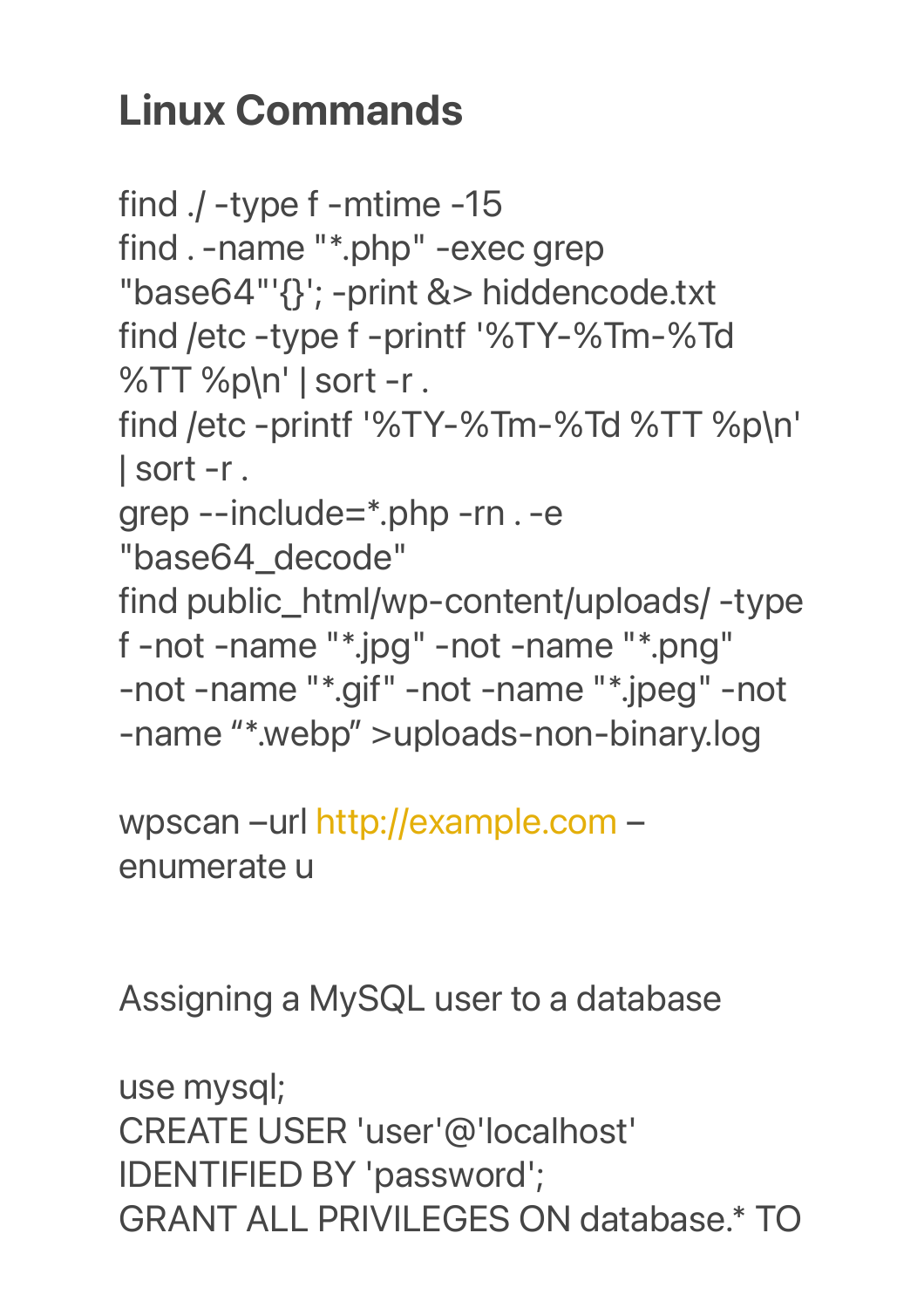# Linux Commands

```
find ./ -type f -mtime -15
find . -name "*.php" -exec grep
"base64"'{}'; -print &> hiddencode.txt
find /etc -type f -printf '%TY-%Tm-%Td
%TT %p\n' | sort -r .
find /etc -printf '%TY-%Tm-%Td %TT %p\n'
| sort -r .
grep --include=*.php -rn . -e
"base64_decode"
find public_html/wp-content/uploads/ -type
f -not -name "*.jpg" -not -name "*.png"
-not -name "*.gif" -not -name "*.jpeg" -not
-name “*.webp” >uploads-non-binary.log
```

```
wpscan –url http://example.com –
enumerate u
```

Assigning a MySQL user to a database

```
use mysql;
CREATE USER 'user'@'localhost'
IDENTIFIED BY 'password';
GRANT ALL PRIVILEGES ON database.* TO
```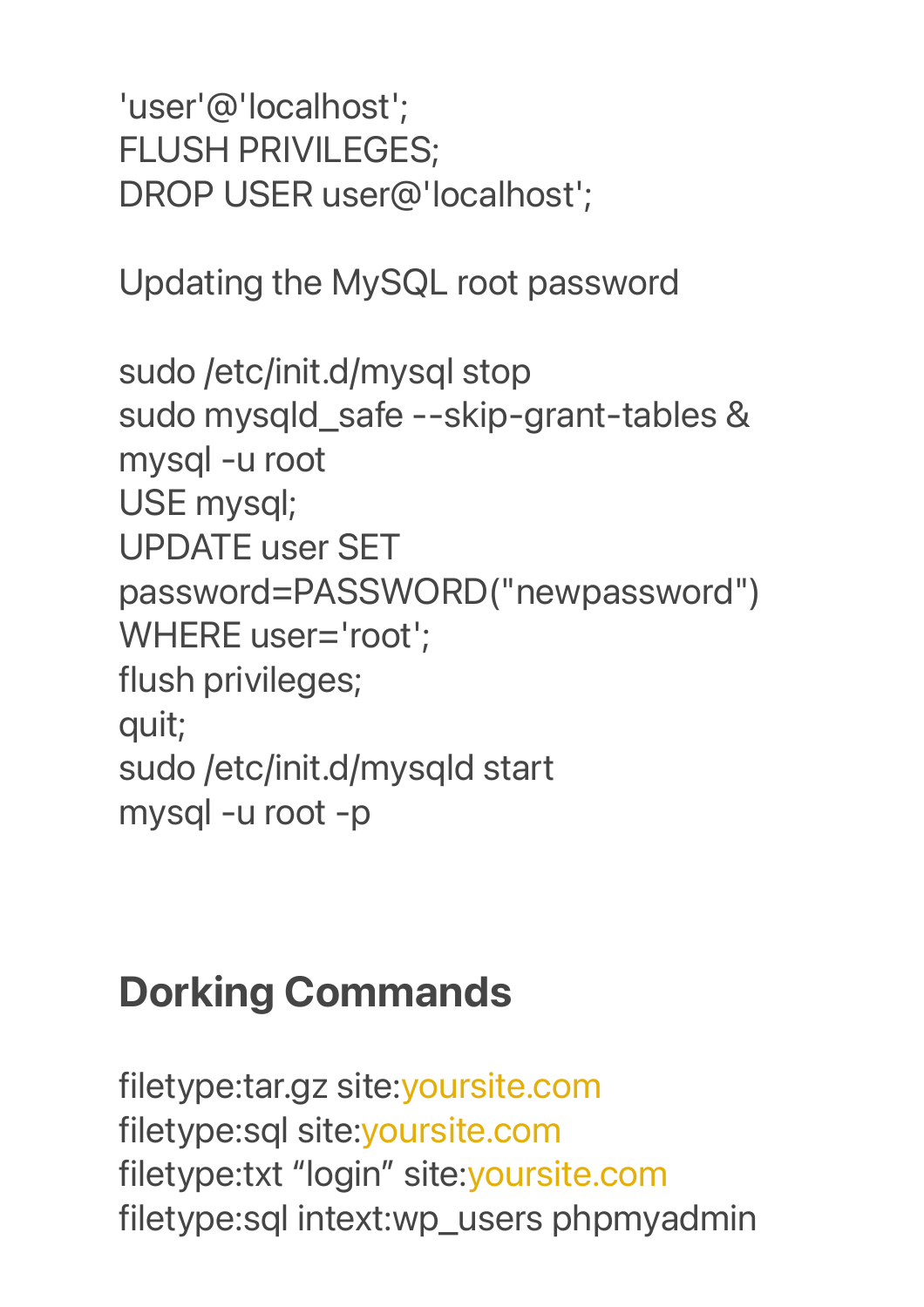'user'@'localhost';
FLUSH PRIVILEGES;
DROP USER user@'localhost';

Updating the MySQL root password

```
sudo /etc/init.d/mysql stop
sudo mysqld_safe --skip-grant-tables &
mysql -u root
USE mysql;
UPDATE user SET
password=PASSWORD("newpassword")
WHERE user='root';
flush privileges;
quit;
sudo /etc/init.d/mysqld start
mysql -u root -p
```

## Dorking Commands

```
filetype:tar.gz site:yoursite.com
filetype:sql site:yoursite.com
filetype:txt “login” site:yoursite.com
filetype:sql intext:wp_users phpmyadmin
```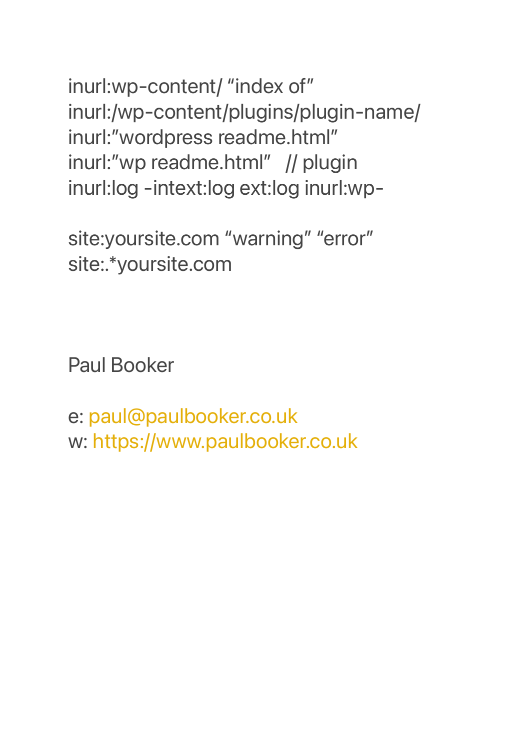inurl:wp-content/ “index of”
inurl:/wp-content/plugins/plugin-name/
inurl:”wordpress readme.html”
inurl:”wp readme.html”   // plugin
inurl:log -intext:log ext:log inurl:wp-

site:yoursite.com “warning” “error”
site:.*yoursite.com

Paul Booker

e: paul@paulbooker.co.uk
w: https://www.paulbooker.co.uk